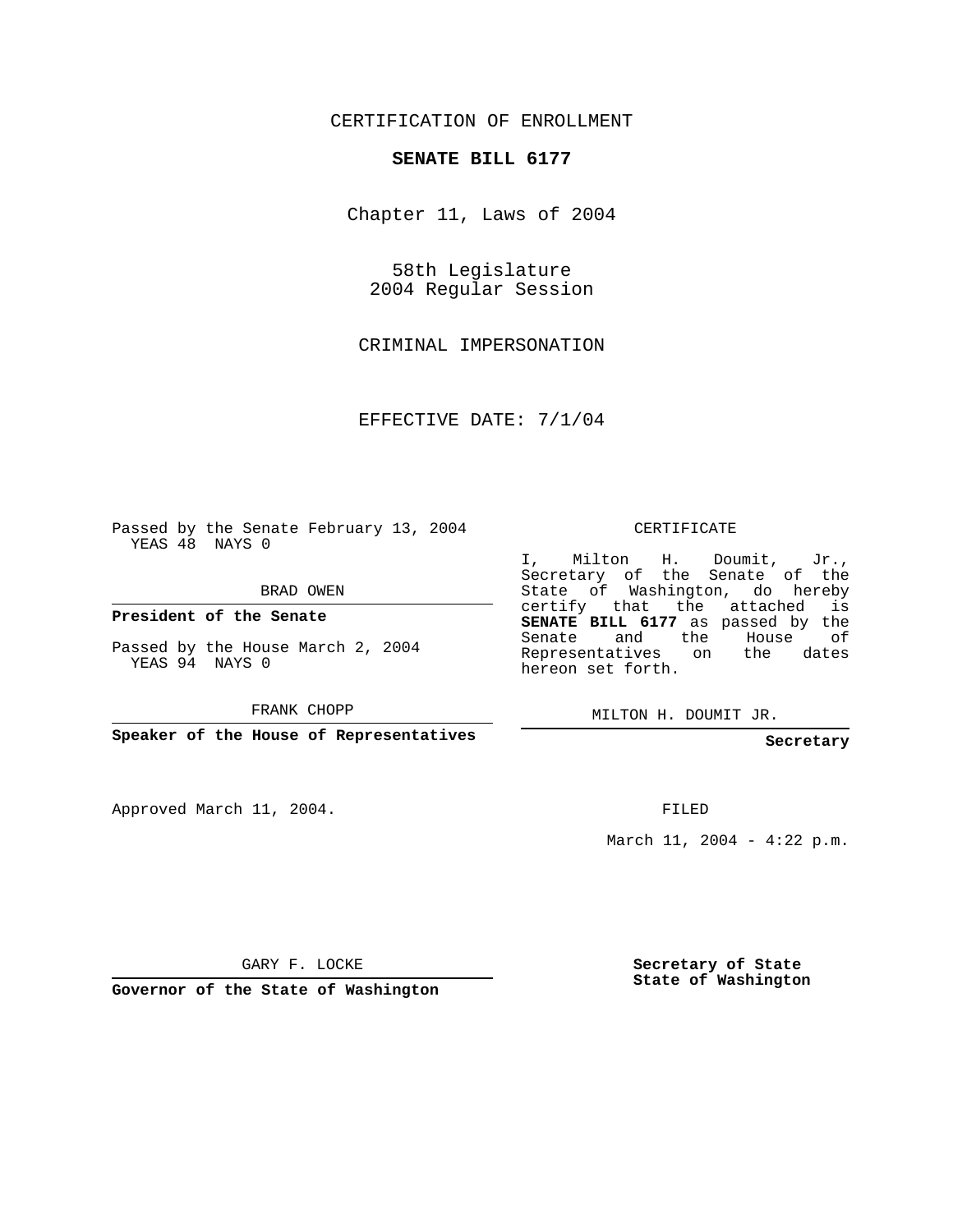CERTIFICATION OF ENROLLMENT

**SENATE BILL 6177**

Chapter 11, Laws of 2004

58th Legislature
2004 Regular Session

CRIMINAL IMPERSONATION

EFFECTIVE DATE: 7/1/04

Passed by the Senate February 13, 2004
YEAS 48 NAYS 0

BRAD OWEN

**President of the Senate**

Passed by the House March 2, 2004
YEAS 94 NAYS 0

FRANK CHOPP

**Speaker of the House of Representatives**

Approved March 11, 2004.

GARY F. LOCKE

**Governor of the State of Washington**

CERTIFICATE

I, Milton H. Doumit, Jr., Secretary of the Senate of the State of Washington, do hereby certify that the attached is **SENATE BILL 6177** as passed by the Senate and the House of Representatives on the dates hereon set forth.

MILTON H. DOUMIT JR.

**Secretary**

FILED

March 11, 2004 - 4:22 p.m.

**Secretary of State**
**State of Washington**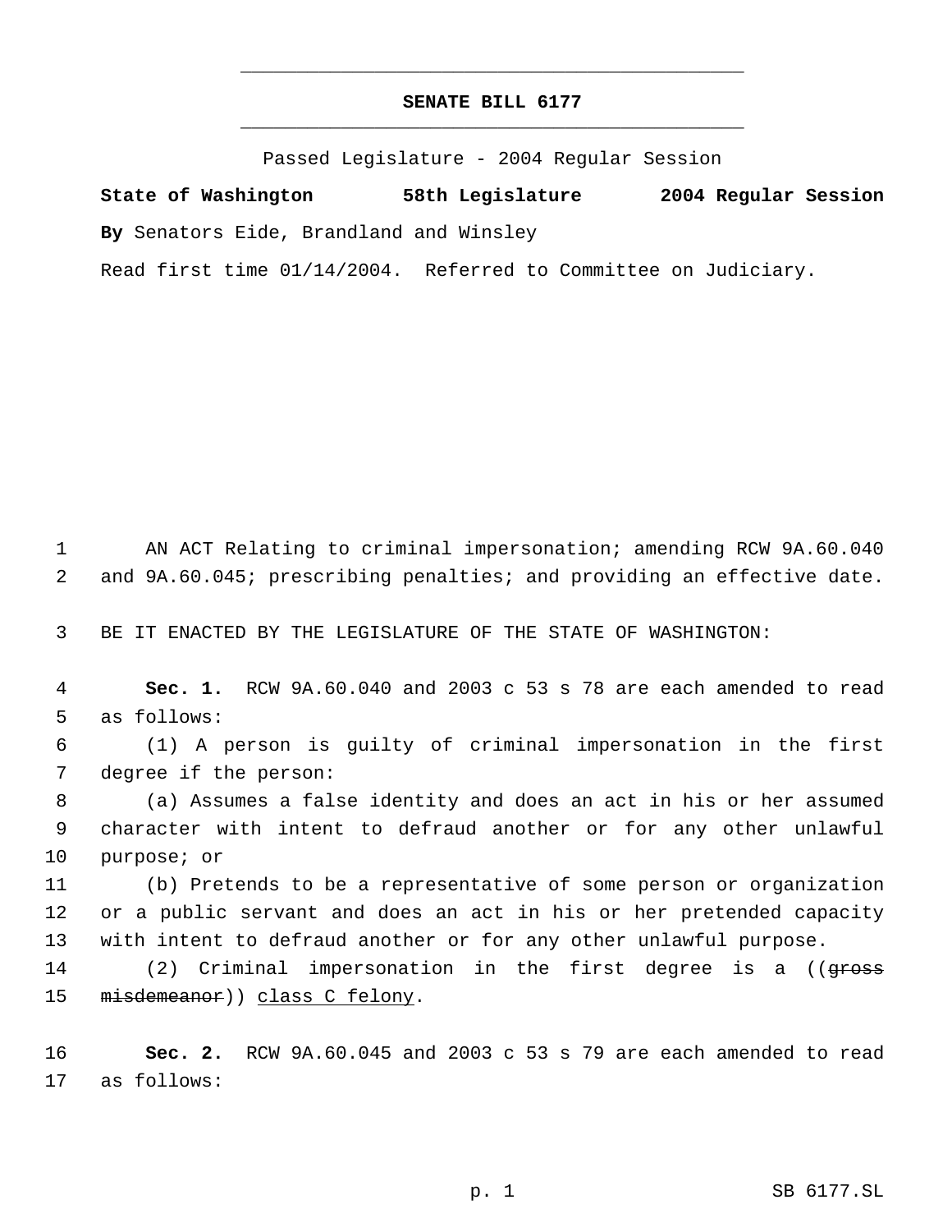# SENATE BILL 6177

Passed Legislature - 2004 Regular Session

**State of Washington 58th Legislature 2004 Regular Session**

**By** Senators Eide, Brandland and Winsley

Read first time 01/14/2004. Referred to Committee on Judiciary.

1 AN ACT Relating to criminal impersonation; amending RCW 9A.60.040
2 and 9A.60.045; prescribing penalties; and providing an effective date.

3 BE IT ENACTED BY THE LEGISLATURE OF THE STATE OF WASHINGTON:

4 **Sec. 1.** RCW 9A.60.040 and 2003 c 53 s 78 are each amended to read
5 as follows:

6 (1) A person is guilty of criminal impersonation in the first
7 degree if the person:

8 (a) Assumes a false identity and does an act in his or her assumed
9 character with intent to defraud another or for any other unlawful
10 purpose; or

11 (b) Pretends to be a representative of some person or organization
12 or a public servant and does an act in his or her pretended capacity
13 with intent to defraud another or for any other unlawful purpose.

14 (2) Criminal impersonation in the first degree is a ((~~gross~~
15 ~~misdemeanor~~)) <u>class C felony</u>.

16 **Sec. 2.** RCW 9A.60.045 and 2003 c 53 s 79 are each amended to read
17 as follows: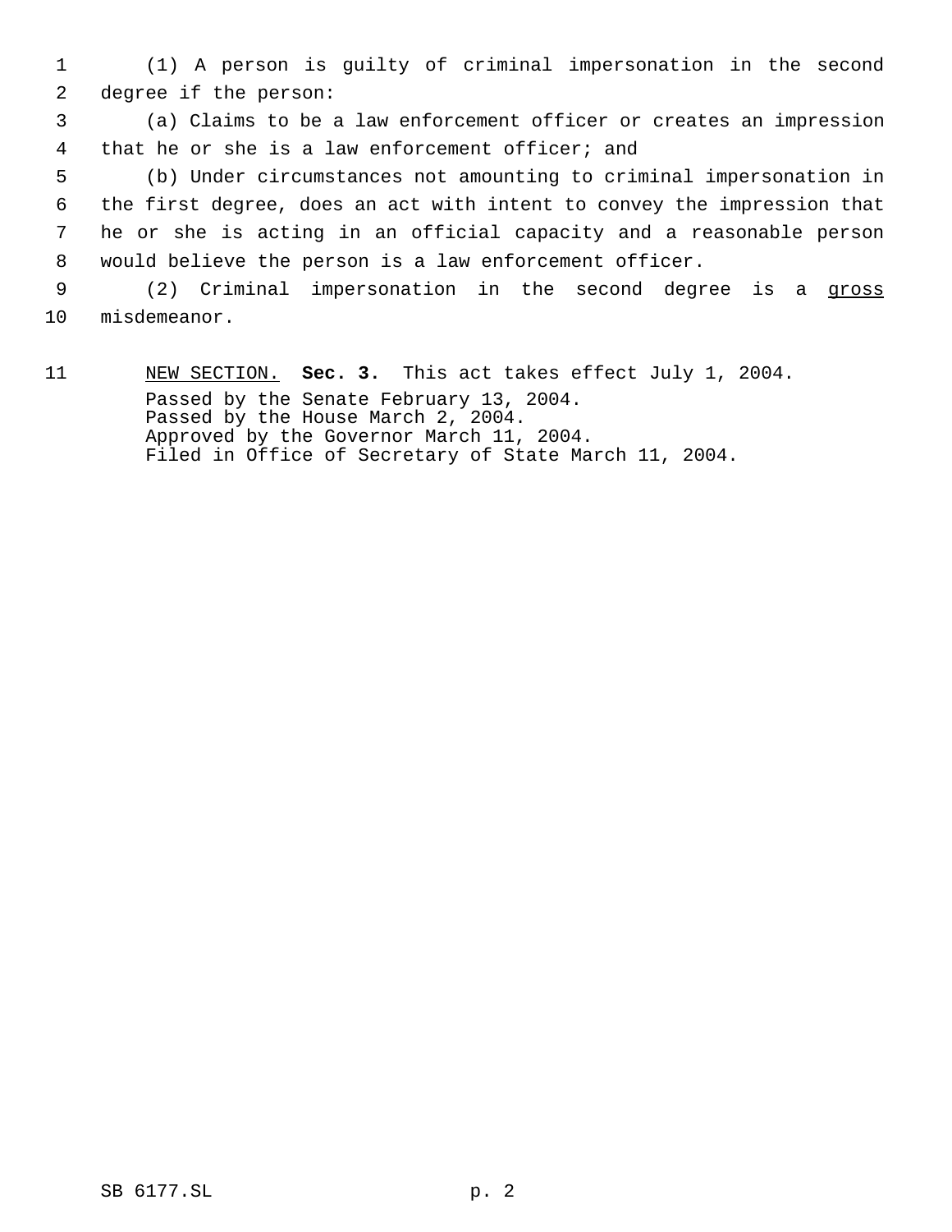(1) A person is guilty of criminal impersonation in the second degree if the person:

(a) Claims to be a law enforcement officer or creates an impression that he or she is a law enforcement officer; and

(b) Under circumstances not amounting to criminal impersonation in the first degree, does an act with intent to convey the impression that he or she is acting in an official capacity and a reasonable person would believe the person is a law enforcement officer.

(2) Criminal impersonation in the second degree is a gross misdemeanor.

NEW SECTION. **Sec. 3.** This act takes effect July 1, 2004.

Passed by the Senate February 13, 2004.
Passed by the House March 2, 2004.
Approved by the Governor March 11, 2004.
Filed in Office of Secretary of State March 11, 2004.